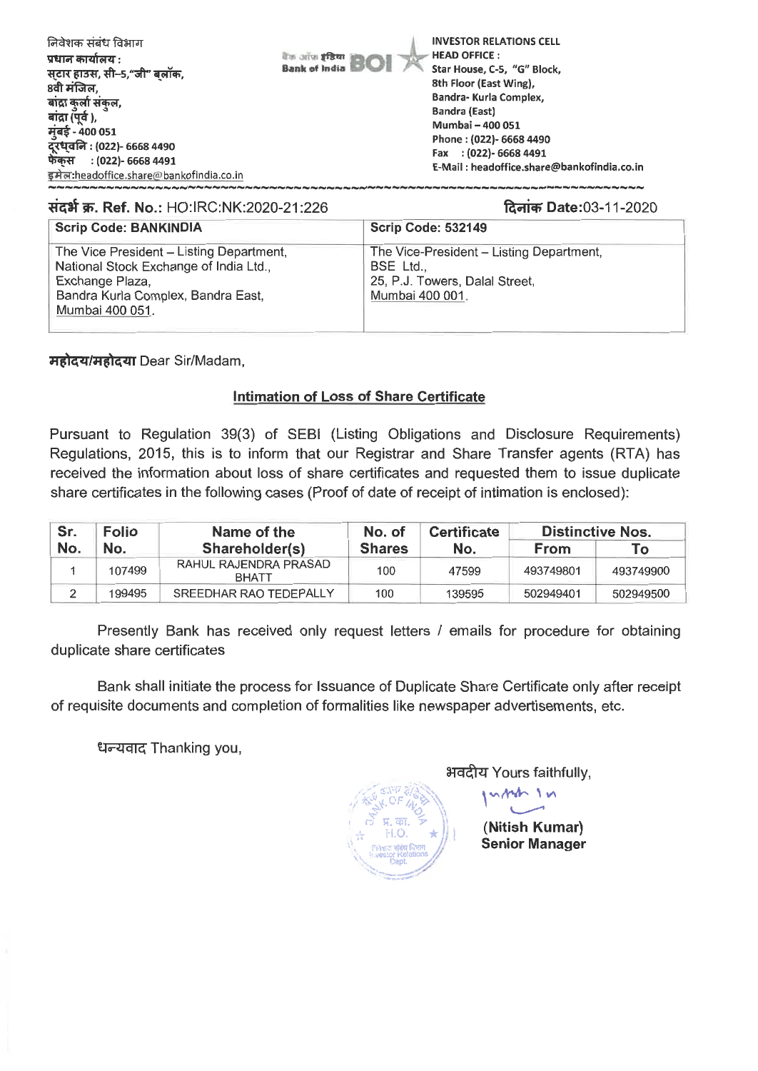निवेशक संबंध विभाग
प्रधान कार्यालय :
स्टार हाउस, सी–5,"जी" ब्लॉक,
8वी मंजिल,
बांद्रा कुर्ला संकुल,
बांद्रा (पूर्व ),
मुंबई - 400 051
दूरध्वनि : (022)- 6668 4490
फेक्स : (022)- 6668 4491
इमेल:headoffice.share@bankofindia.co.in

बैंक ऑफ इंडिया Bank of India BOI

**INVESTOR RELATIONS CELL**
**HEAD OFFICE :**
Star House, C-5, "G" Block,
8th Floor (East Wing),
Bandra- Kurla Complex,
Bandra (East)
Mumbai – 400 051
Phone : (022)- 6668 4490
Fax : (022)- 6668 4491
E-Mail : headoffice.share@bankofindia.co.in

**संदर्भ क्र. Ref. No.:** HO:IRC:NK:2020-21:226

**दिनांक Date:**03-11-2020

| Scrip Code: BANKINDIA | Scrip Code: 532149 |
|---|---|
| The Vice President – Listing Department, National Stock Exchange of India Ltd., Exchange Plaza, Bandra Kurla Complex, Bandra East, Mumbai 400 051. | The Vice-President – Listing Department, BSE Ltd., 25, P.J. Towers, Dalal Street, Mumbai 400 001. |

**महोदय/महोदया** Dear Sir/Madam,

**Intimation of Loss of Share Certificate**

Pursuant to Regulation 39(3) of SEBI (Listing Obligations and Disclosure Requirements) Regulations, 2015, this is to inform that our Registrar and Share Transfer agents (RTA) has received the information about loss of share certificates and requested them to issue duplicate share certificates in the following cases (Proof of date of receipt of intimation is enclosed):

| Sr. No. | Folio No. | Name of the Shareholder(s) | No. of Shares | Certificate No. | Distinctive Nos. | |
|---|---|---|---|---|---|---|
| | | | | | From | To |
| 1 | 107499 | RAHUL RAJENDRA PRASAD BHATT | 100 | 47599 | 493749801 | 493749900 |
| 2 | 199495 | SREEDHAR RAO TEDEPALLY | 100 | 139595 | 502949401 | 502949500 |

Presently Bank has received only request letters / emails for procedure for obtaining duplicate share certificates

Bank shall initiate the process for Issuance of Duplicate Share Certificate only after receipt of requisite documents and completion of formalities like newspaper advertisements, etc.

धन्यवाद Thanking you,

भवदीय Yours faithfully,

**(Nitish Kumar)**
**Senior Manager**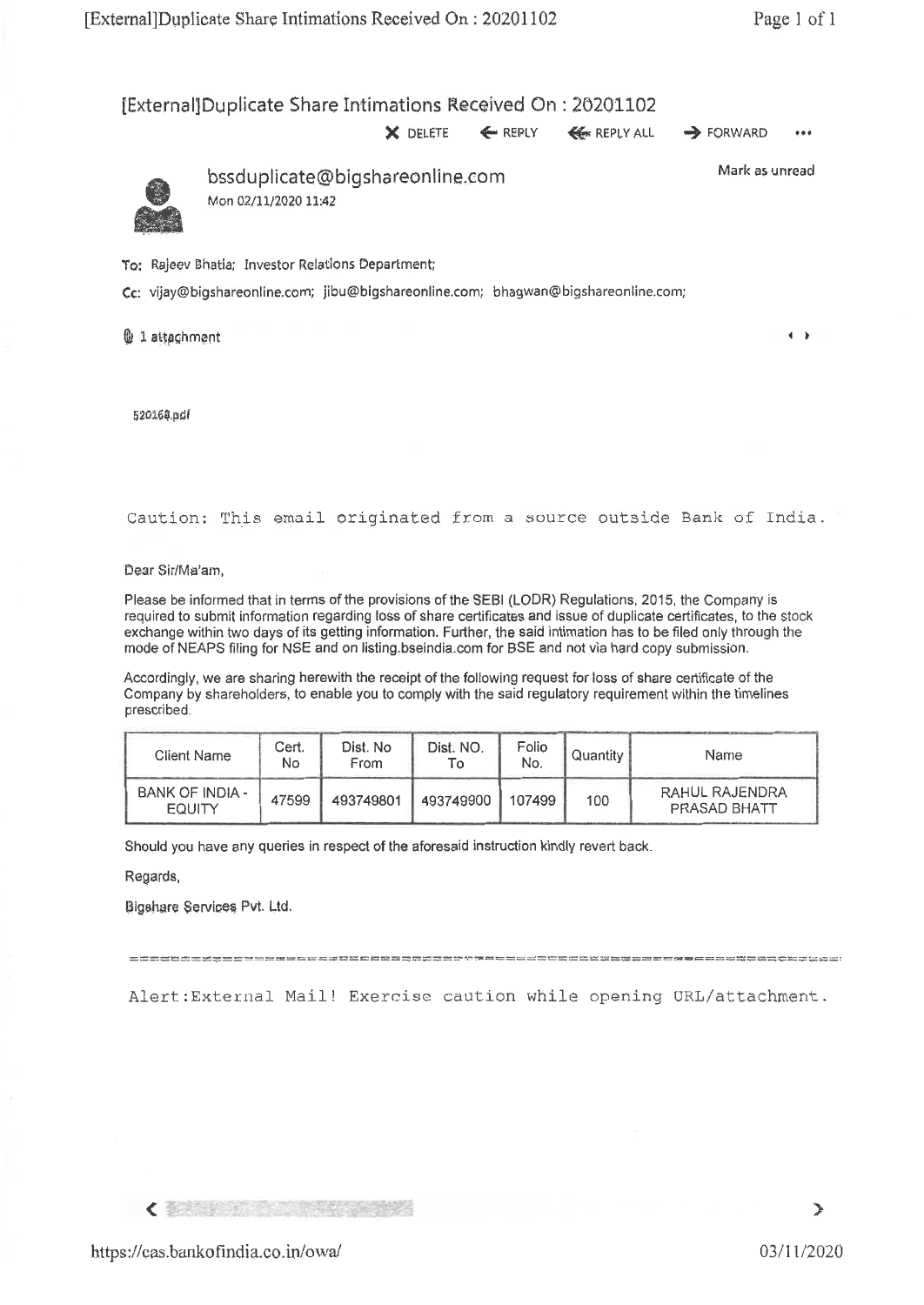# [External]Duplicate Share Intimations Received On : 20201102

X DELETE ← REPLY ⇐ REPLY ALL → FORWARD ...

**bssduplicate@bigshareonline.com**

Mon 02/11/2020 11:42

Mark as unread

To: Rajeev Bhatia; Investor Relations Department;

Cc: vijay@bigshareonline.com; jibu@bigshareonline.com; bhagwan@bigshareonline.com;

1 attachment

520168.pdf

Caution: This email originated from a source outside Bank of India.

Dear Sir/Ma'am,

Please be informed that in terms of the provisions of the SEBI (LODR) Regulations, 2015, the Company is required to submit information regarding loss of share certificates and issue of duplicate certificates, to the stock exchange within two days of its getting information. Further, the said intimation has to be filed only through the mode of NEAPS filing for NSE and on listing.bseindia.com for BSE and not via hard copy submission.

Accordingly, we are sharing herewith the receipt of the following request for loss of share certificate of the Company by shareholders, to enable you to comply with the said regulatory requirement within the timelines prescribed.

| Client Name | Cert. No | Dist. No From | Dist. NO. To | Folio No. | Quantity | Name |
|---|---|---|---|---|---|---|
| BANK OF INDIA - EQUITY | 47599 | 493749801 | 493749900 | 107499 | 100 | RAHUL RAJENDRA PRASAD BHATT |

Should you have any queries in respect of the aforesaid instruction kindly revert back.

Regards,

Bigshare Services Pvt. Ltd.

Alert:External Mail! Exercise caution while opening URL/attachment.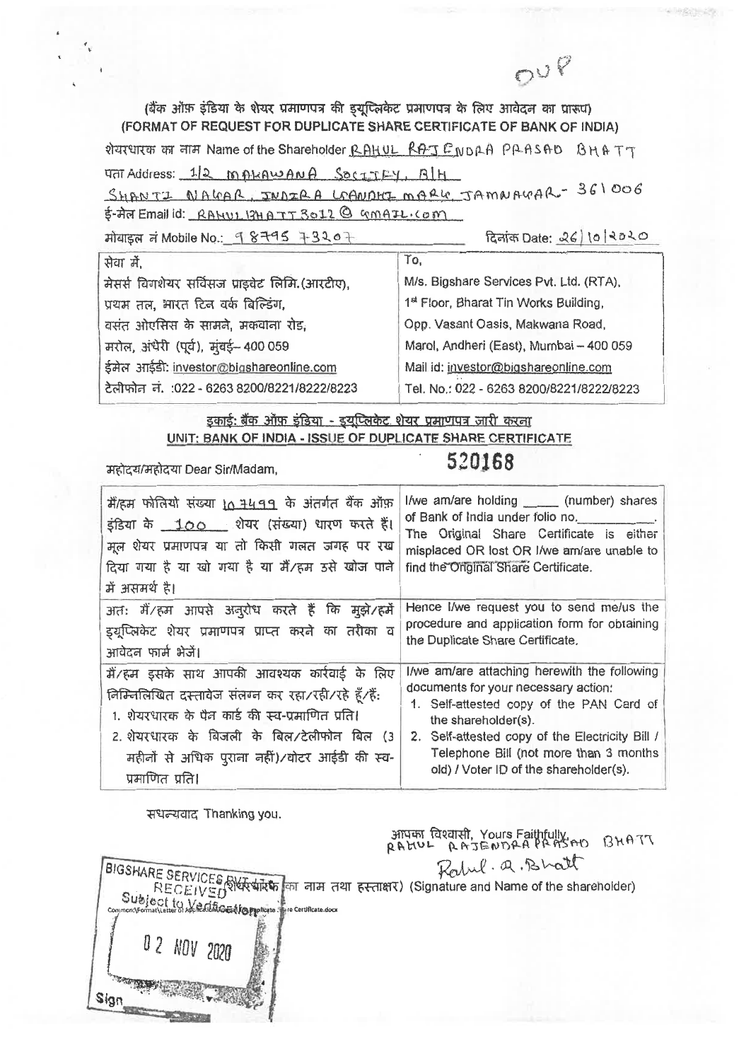DUP

**(बैंक ऑफ़ इंडिया के शेयर प्रमाणपत्र की डुप्लिकेट प्रमाणपत्र के लिए आवेदन का प्रारूप)**
**(FORMAT OF REQUEST FOR DUPLICATE SHARE CERTIFICATE OF BANK OF INDIA)**

शेयरधारक का नाम Name of the Shareholder RAHUL RAJENDRA PRASAD BHATT

पता Address: 1/2 MAKAWANA SOCIETY, B/H SHANTI NAGAR, INDIRA GANDHI MARG, JAMNAGAR- 361006

ई-मेल Email id: RAHULBHATT3012@GMAIL.COM

मोबाइल नं Mobile No.: 9879573207 दिनांक Date: 26/10/2020

| सेवा में, | To, |
|---|---|
| मेसर्स बिगशेयर सर्विसज प्राइवेट लिमि.(आरटीए), | M/s. Bigshare Services Pvt. Ltd. (RTA), |
| प्रथम तल, भारत टिन वर्क बिल्डिंग, | 1st Floor, Bharat Tin Works Building, |
| वसंत ओएसिस के सामने, मकवाना रोड, | Opp. Vasant Oasis, Makwana Road, |
| मरोल, अंधेरी (पूर्व), मुंबई– 400 059 | Marol, Andheri (East), Mumbai – 400 059 |
| ईमेल आईडी: investor@bigshareonline.com | Mail id: investor@bigshareonline.com |
| टेलीफोन नं. :022 - 6263 8200/8221/8222/8223 | Tel. No.: 022 - 6263 8200/8221/8222/8223 |

**इकाई: बैंक ऑफ़ इंडिया - डुप्लिकेट शेयर प्रमाणपत्र जारी करना**
**UNIT: BANK OF INDIA - ISSUE OF DUPLICATE SHARE CERTIFICATE**

महोदय/महोदया Dear Sir/Madam,

520168

| मैं/हम फोलियो संख्या 1034499 के अंतर्गत बैंक ऑफ़ इंडिया के 100 शेयर (संख्या) धारण करते हैं। मूल शेयर प्रमाणपत्र या तो किसी गलत जगह पर रख दिया गया है या खो गया है या मैं/हम उसे खोज पाने में असमर्थ है। | I/we am/are holding _____ (number) shares of Bank of India under folio no.__________. The Original Share Certificate is either misplaced OR lost OR I/we am/are unable to find the Original Share Certificate. |
|---|---|
| अतः मैं/हम आपसे अनुरोध करते हैं कि मुझे/हमें डुप्लिकेट शेयर प्रमाणपत्र प्राप्त करने का तरीका व आवेदन फार्म भेजें। | Hence I/we request you to send me/us the procedure and application form for obtaining the Duplicate Share Certificate. |
| मैं/हम इसके साथ आपकी आवश्यक कार्रवाई के लिए निम्नलिखित दस्तावेज संलग्न कर रहा/रही/रहे हूँ/हैं:<br>1. शेयरधारक के पैन कार्ड की स्व-प्रमाणित प्रति।<br>2. शेयरधारक के बिजली के बिल/टेलीफोन बिल (3 महीनों से अधिक पुराना नहीं)/वोटर आईडी की स्व-प्रमाणित प्रति। | I/we am/are attaching herewith the following documents for your necessary action:<br>1. Self-attested copy of the PAN Card of the shareholder(s).<br>2. Self-attested copy of the Electricity Bill / Telephone Bill (not more than 3 months old) / Voter ID of the shareholder(s). |

सधन्यवाद Thanking you.

आपका विश्वासी, Yours Faithfully, RAHUL RAJENDRA PRASAD BHATT

Rahul. R. Bhatt

(शेयरधारक का नाम तथा हस्ताक्षर) (Signature and Name of the shareholder)

BIGSHARE SERVICES PVT. LTD.
RECEIVED
Subject to Verification
02 NOV 2020
Sign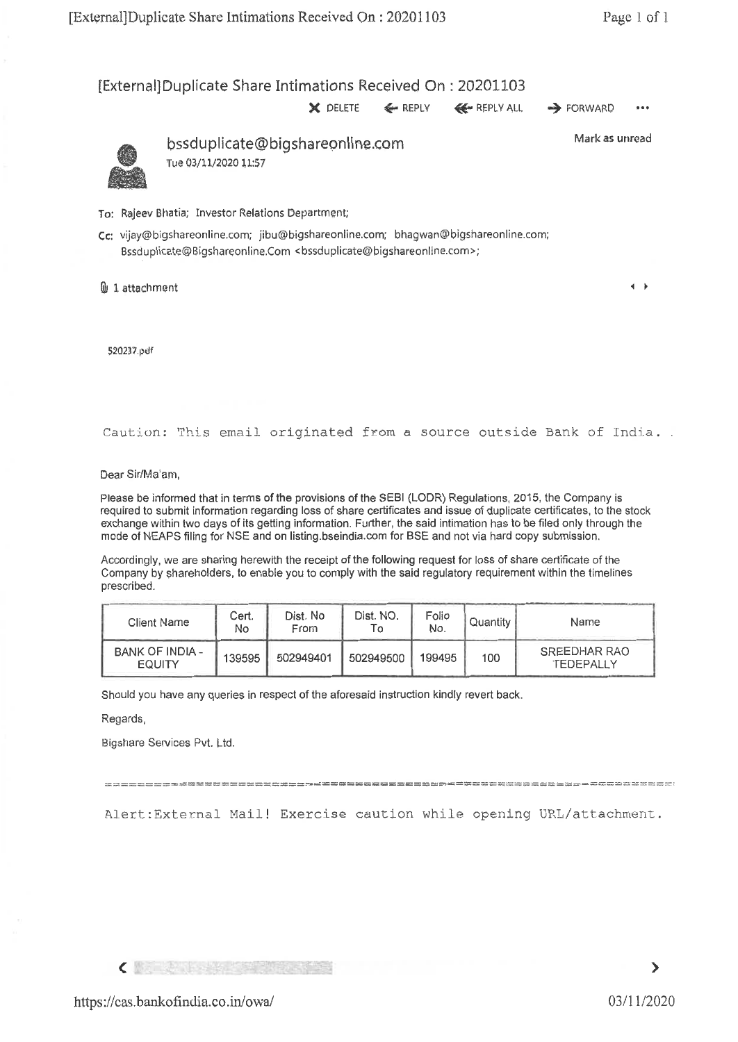# [External]Duplicate Share Intimations Received On : 20201103

X DELETE ← REPLY ← REPLY ALL → FORWARD •••

**bssduplicate@bigshareonline.com**

Tue 03/11/2020 11:57

Mark as unread

To: Rajeev Bhatia; Investor Relations Department;

Cc: vijay@bigshareonline.com; jibu@bigshareonline.com; bhagwan@bigshareonline.com; Bssduplicate@Bigshareonline.Com <bssduplicate@bigshareonline.com>;

1 attachment

520237.pdf

Caution: This email originated from a source outside Bank of India.

Dear Sir/Ma'am,

Please be informed that in terms of the provisions of the SEBI (LODR) Regulations, 2015, the Company is required to submit information regarding loss of share certificates and issue of duplicate certificates, to the stock exchange within two days of its getting information. Further, the said intimation has to be filed only through the mode of NEAPS filing for NSE and on listing.bseindia.com for BSE and not via hard copy submission.

Accordingly, we are sharing herewith the receipt of the following request for loss of share certificate of the Company by shareholders, to enable you to comply with the said regulatory requirement within the timelines prescribed.

| Client Name | Cert. No | Dist. No From | Dist. NO. To | Folio No. | Quantity | Name |
|---|---|---|---|---|---|---|
| BANK OF INDIA - EQUITY | 139595 | 502949401 | 502949500 | 199495 | 100 | SREEDHAR RAO TEDEPALLY |

Should you have any queries in respect of the aforesaid instruction kindly revert back.

Regards,

Bigshare Services Pvt. Ltd.

Alert:External Mail! Exercise caution while opening URL/attachment.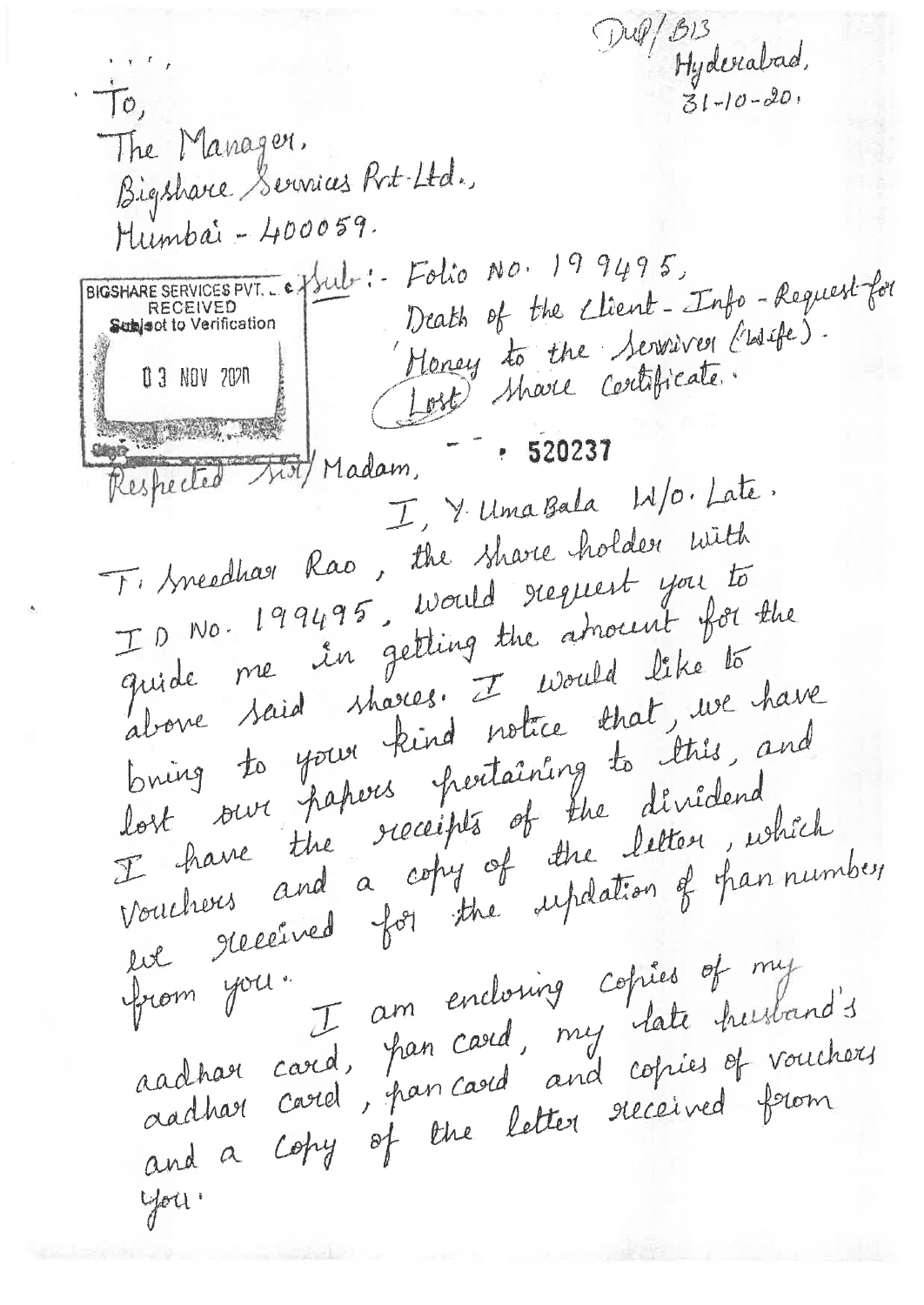Dup/B13

Hyderabad,
31-10-20.

To,
The Manager,
Bigshare Services Pvt-Ltd.,
Mumbai - 400059.

BIGSHARE SERVICES PVT. LTD.
RECEIVED
Subject to Verification
03 NOV 2020

Sub:- Folio No. 199495,
Death of the Client - Info - Request for
Money to the Servivor (wife).
Lost Share Certificate.

520237

Respected Sir/Madam,

I, Y. Uma Bala W/o. Late. T. Sreedhar Rao, the share holder with I D No. 199495, would request you to guide me in getting the amount for the above said shares. I would like to bring to your kind notice that, we have lost our papers pertaining to this, and I have the receipts of the dividend vouchers and a copy of the letter, which we received for the updation of pan number from you.

I am enclosing copies of my aadhar card, pan card, my late husband's aadhar card, pan card and copies of vouchers and a copy of the letter received from you.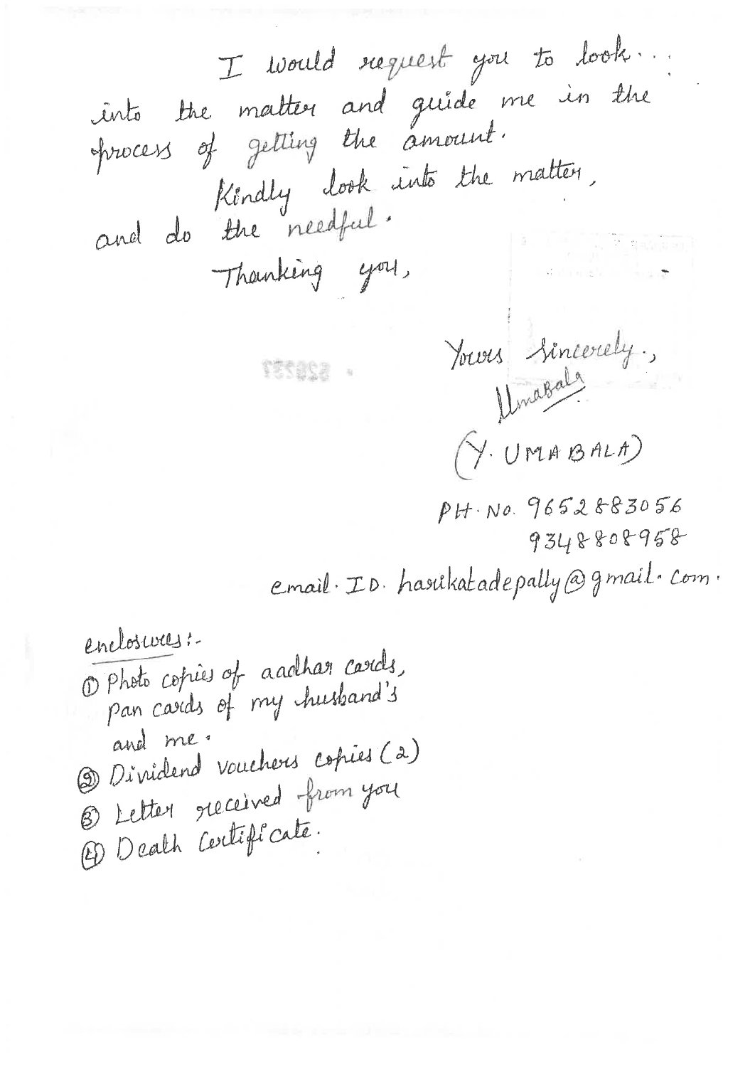I would request you to look...
into the matter and guide me in the process of getting the amount.

Kindly look into the matter, and do the needful.

Thanking you,

Yours Sincerely.,
Umabala

(Y. UMABALA)

PH. No. 9652883056
9348808958

email. ID. harikatadepally@gmail.com.

enclosures:-

1. Photo copies of aadhar cards, pan cards of my husband's and me.
2. Dividend vouchers copies (2)
3. Letter received from you
4. Death Certificate.